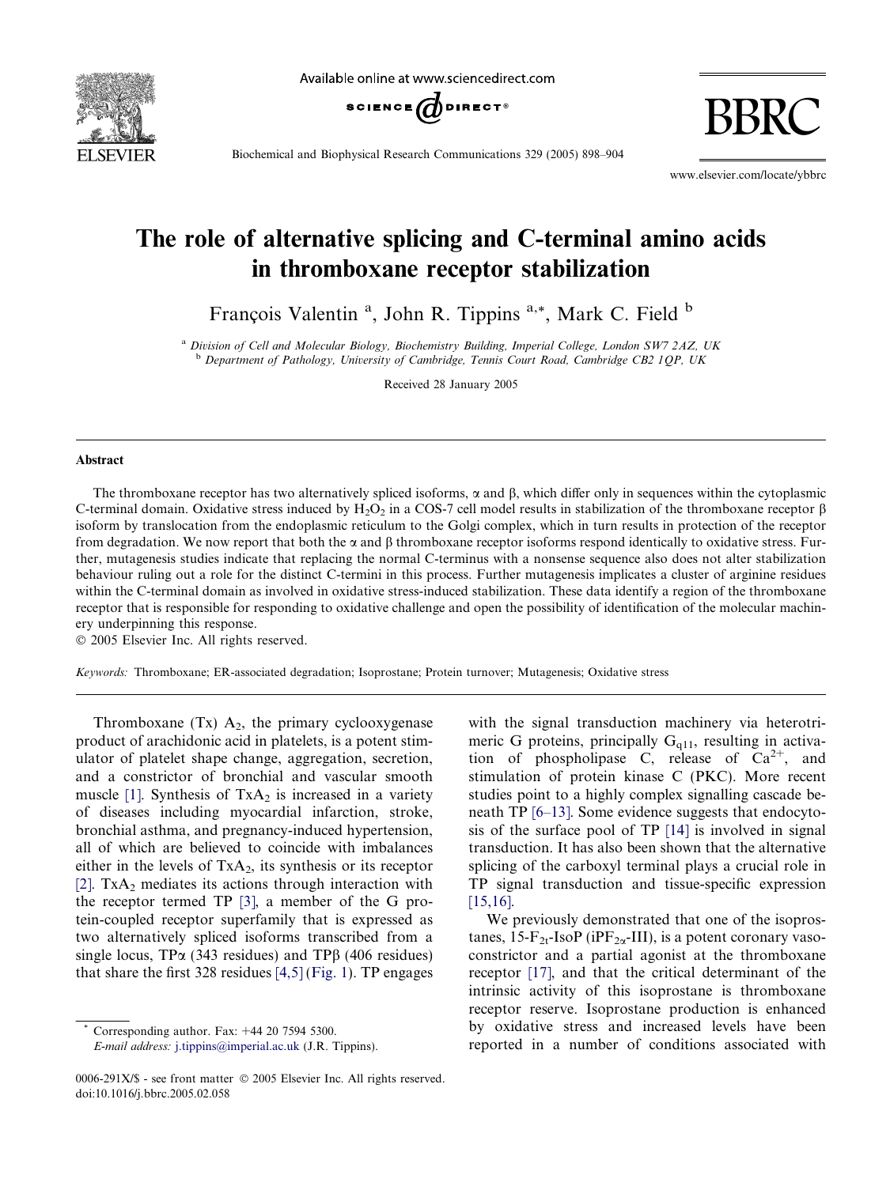# The role of alternative splicing and C-terminal amino acids in thromboxane receptor stabilization

François Valentin [a], John R. Tippins [a,*], Mark C. Field [b]

[a] Division of Cell and Molecular Biology, Biochemistry Building, Imperial College, London SW7 2AZ, UK
[b] Department of Pathology, University of Cambridge, Tennis Court Road, Cambridge CB2 1QP, UK

Received 28 January 2005

## Abstract

The thromboxane receptor has two alternatively spliced isoforms, α and β, which differ only in sequences within the cytoplasmic C-terminal domain. Oxidative stress induced by $H_2O_2$ in a COS-7 cell model results in stabilization of the thromboxane receptor β isoform by translocation from the endoplasmic reticulum to the Golgi complex, which in turn results in protection of the receptor from degradation. We now report that both the α and β thromboxane receptor isoforms respond identically to oxidative stress. Further, mutagenesis studies indicate that replacing the normal C-terminus with a nonsense sequence also does not alter stabilization behaviour ruling out a role for the distinct C-termini in this process. Further mutagenesis implicates a cluster of arginine residues within the C-terminal domain as involved in oxidative stress-induced stabilization. These data identify a region of the thromboxane receptor that is responsible for responding to oxidative challenge and open the possibility of identification of the molecular machinery underpinning this response.

© 2005 Elsevier Inc. All rights reserved.

*Keywords:* Thromboxane; ER-associated degradation; Isoprostane; Protein turnover; Mutagenesis; Oxidative stress

Thromboxane (Tx) $A_2$, the primary cyclooxygenase product of arachidonic acid in platelets, is a potent stimulator of platelet shape change, aggregation, secretion, and a constrictor of bronchial and vascular smooth muscle [1]. Synthesis of $TxA_2$ is increased in a variety of diseases including myocardial infarction, stroke, bronchial asthma, and pregnancy-induced hypertension, all of which are believed to coincide with imbalances either in the levels of $TxA_2$, its synthesis or its receptor [2]. $TxA_2$ mediates its actions through interaction with the receptor termed TP [3], a member of the G protein-coupled receptor superfamily that is expressed as two alternatively spliced isoforms transcribed from a single locus, TPα (343 residues) and TPβ (406 residues) that share the first 328 residues [4,5] (Fig. 1). TP engages with the signal transduction machinery via heterotrimeric G proteins, principally $G_{q11}$, resulting in activation of phospholipase C, release of $Ca^{2+}$, and stimulation of protein kinase C (PKC). More recent studies point to a highly complex signalling cascade beneath TP [6–13]. Some evidence suggests that endocytosis of the surface pool of TP [14] is involved in signal transduction. It has also been shown that the alternative splicing of the carboxyl terminal plays a crucial role in TP signal transduction and tissue-specific expression [15,16].

We previously demonstrated that one of the isoprostanes, 15-$F_{2t}$-IsoP (i$PF_{2\alpha}$-III), is a potent coronary vasoconstrictor and a partial agonist at the thromboxane receptor [17], and that the critical determinant of the intrinsic activity of this isoprostane is thromboxane receptor reserve. Isoprostane production is enhanced by oxidative stress and increased levels have been reported in a number of conditions associated with

\* Corresponding author. Fax: +44 20 7594 5300.
*E-mail address:* j.tippins@imperial.ac.uk (J.R. Tippins).

0006-291X/$ - see front matter © 2005 Elsevier Inc. All rights reserved.
doi:10.1016/j.bbrc.2005.02.058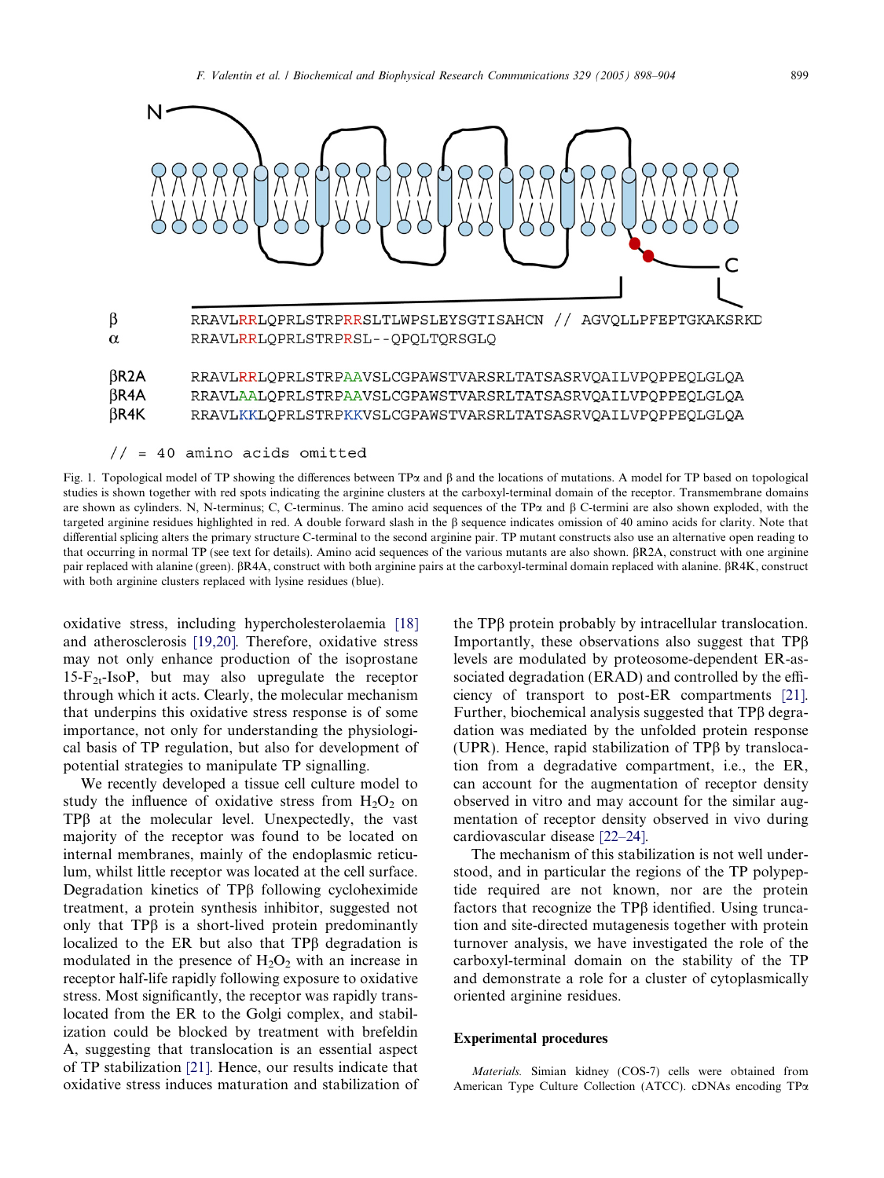β RRAVLRRLQPRLSTRPRRSLTLWPSLEYSGTISAHCN // AGVQLLPFEPTGKAKSRKD

α RRAVLRRLQPRLSTRPRSL--QPQLTQRSGLQ

βR2A RRAVLRRLQPRLSTRPAAVSLCGPAWSTVARSRLTATSASRVQAILVPQPPEQLGLQA

βR4A RRAVLAALQPRLSTRPAAVSLCGPAWSTVARSRLTATSASRVQAILVPQPPEQLGLQA

βR4K RRAVLKKLQPRLSTRPKKVSLCGPAWSTVARSRLTATSASRVQAILVPQPPEQLGLQA

// = 40 amino acids omitted

Fig. 1. Topological model of TP showing the differences between TPα and β and the locations of mutations. A model for TP based on topological studies is shown together with red spots indicating the arginine clusters at the carboxyl-terminal domain of the receptor. Transmembrane domains are shown as cylinders. N, N-terminus; C, C-terminus. The amino acid sequences of the TPα and β C-termini are also shown exploded, with the targeted arginine residues highlighted in red. A double forward slash in the β sequence indicates omission of 40 amino acids for clarity. Note that differential splicing alters the primary structure C-terminal to the second arginine pair. TP mutant constructs also use an alternative open reading to that occurring in normal TP (see text for details). Amino acid sequences of the various mutants are also shown. βR2A, construct with one arginine pair replaced with alanine (green). βR4A, construct with both arginine pairs at the carboxyl-terminal domain replaced with alanine. βR4K, construct with both arginine clusters replaced with lysine residues (blue).

oxidative stress, including hypercholesterolaemia [18] and atherosclerosis [19,20]. Therefore, oxidative stress may not only enhance production of the isoprostane 15-$F_{2t}$-IsoP, but may also upregulate the receptor through which it acts. Clearly, the molecular mechanism that underpins this oxidative stress response is of some importance, not only for understanding the physiological basis of TP regulation, but also for development of potential strategies to manipulate TP signalling.

We recently developed a tissue cell culture model to study the influence of oxidative stress from $H_2O_2$ on TPβ at the molecular level. Unexpectedly, the vast majority of the receptor was found to be located on internal membranes, mainly of the endoplasmic reticulum, whilst little receptor was located at the cell surface. Degradation kinetics of TPβ following cycloheximide treatment, a protein synthesis inhibitor, suggested not only that TPβ is a short-lived protein predominantly localized to the ER but also that TPβ degradation is modulated in the presence of $H_2O_2$ with an increase in receptor half-life rapidly following exposure to oxidative stress. Most significantly, the receptor was rapidly translocated from the ER to the Golgi complex, and stabilization could be blocked by treatment with brefeldin A, suggesting that translocation is an essential aspect of TP stabilization [21]. Hence, our results indicate that oxidative stress induces maturation and stabilization of the TPβ protein probably by intracellular translocation. Importantly, these observations also suggest that TPβ levels are modulated by proteosome-dependent ER-associated degradation (ERAD) and controlled by the efficiency of transport to post-ER compartments [21]. Further, biochemical analysis suggested that TPβ degradation was mediated by the unfolded protein response (UPR). Hence, rapid stabilization of TPβ by translocation from a degradative compartment, i.e., the ER, can account for the augmentation of receptor density observed in vitro and may account for the similar augmentation of receptor density observed in vivo during cardiovascular disease [22–24].

The mechanism of this stabilization is not well understood, and in particular the regions of the TP polypeptide required are not known, nor are the protein factors that recognize the TPβ identified. Using truncation and site-directed mutagenesis together with protein turnover analysis, we have investigated the role of the carboxyl-terminal domain on the stability of the TP and demonstrate a role for a cluster of cytoplasmically oriented arginine residues.

## Experimental procedures

*Materials.* Simian kidney (COS-7) cells were obtained from American Type Culture Collection (ATCC). cDNAs encoding TPα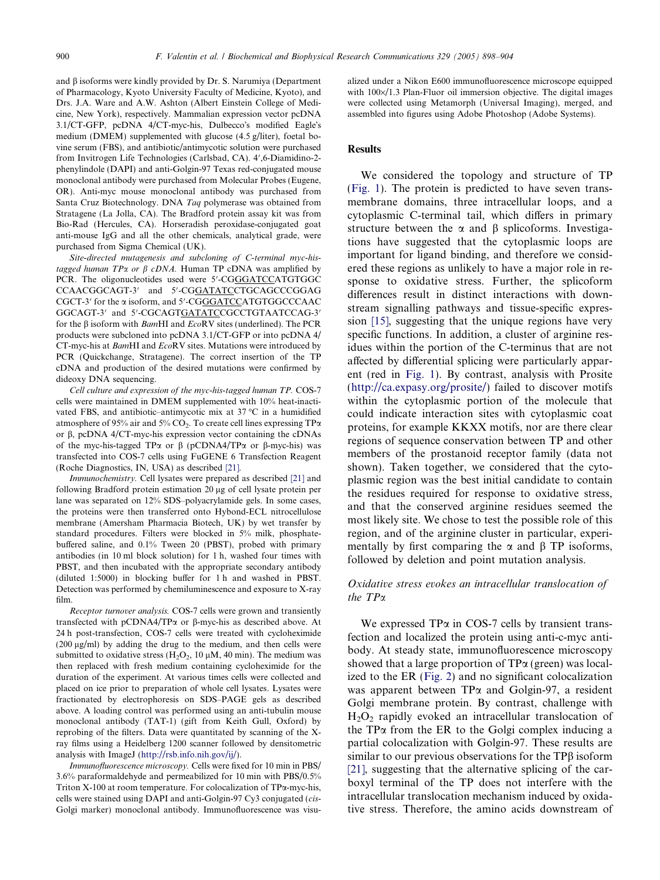and β isoforms were kindly provided by Dr. S. Narumiya (Department of Pharmacology, Kyoto University Faculty of Medicine, Kyoto), and Drs. J.A. Ware and A.W. Ashton (Albert Einstein College of Medicine, New York), respectively. Mammalian expression vector pcDNA 3.1/CT-GFP, pcDNA 4/CT-myc-his, Dulbecco's modified Eagle's medium (DMEM) supplemented with glucose (4.5 g/liter), foetal bovine serum (FBS), and antibiotic/antimycotic solution were purchased from Invitrogen Life Technologies (Carlsbad, CA). 4′,6-Diamidino-2-phenylindole (DAPI) and anti-Golgin-97 Texas red-conjugated mouse monoclonal antibody were purchased from Molecular Probes (Eugene, OR). Anti-myc mouse monoclonal antibody was purchased from Santa Cruz Biotechnology. DNA *Taq* polymerase was obtained from Stratagene (La Jolla, CA). The Bradford protein assay kit was from Bio-Rad (Hercules, CA). Horseradish peroxidase-conjugated goat anti-mouse IgG and all the other chemicals, analytical grade, were purchased from Sigma Chemical (UK).

*Site-directed mutagenesis and subcloning of C-terminal myc-his-tagged human TPα or β cDNA.* Human TP cDNA was amplified by PCR. The oligonucleotides used were 5′-CGGGATCCATGTGGC CCAACGGCAGT-3′ and 5′-CGGATATCCTGCAGCCCGGAG CGCT-3′ for the α isoform, and 5′-CGGGATCCATGTGGCCCAAC GGCAGT-3′ and 5′-CGCAGTGATATCCGCCTGTAATCCAG-3′ for the β isoform with *Bam*HI and *Eco*RV sites (underlined). The PCR products were subcloned into pcDNA 3.1/CT-GFP or into pcDNA 4/CT-myc-his at *Bam*HI and *Eco*RV sites. Mutations were introduced by PCR (Quickchange, Stratagene). The correct insertion of the TP cDNA and production of the desired mutations were confirmed by dideoxy DNA sequencing.

*Cell culture and expression of the myc-his-tagged human TP.* COS-7 cells were maintained in DMEM supplemented with 10% heat-inactivated FBS, and antibiotic–antimycotic mix at 37 °C in a humidified atmosphere of 95% air and 5% $CO_2$. To create cell lines expressing TPα or β, pcDNA 4/CT-myc-his expression vector containing the cDNAs of the myc-his-tagged TPα or β (pCDNA4/TPα or β-myc-his) was transfected into COS-7 cells using FuGENE 6 Transfection Reagent (Roche Diagnostics, IN, USA) as described [21].

*Immunochemistry.* Cell lysates were prepared as described [21] and following Bradford protein estimation 20 μg of cell lysate protein per lane was separated on 12% SDS–polyacrylamide gels. In some cases, the proteins were then transferred onto Hybond-ECL nitrocellulose membrane (Amersham Pharmacia Biotech, UK) by wet transfer by standard procedures. Filters were blocked in 5% milk, phosphate-buffered saline, and 0.1% Tween 20 (PBST), probed with primary antibodies (in 10 ml block solution) for 1 h, washed four times with PBST, and then incubated with the appropriate secondary antibody (diluted 1:5000) in blocking buffer for 1 h and washed in PBST. Detection was performed by chemiluminescence and exposure to X-ray film.

*Receptor turnover analysis.* COS-7 cells were grown and transiently transfected with pCDNA4/TPα or β-myc-his as described above. At 24 h post-transfection, COS-7 cells were treated with cycloheximide (200 μg/ml) by adding the drug to the medium, and then cells were submitted to oxidative stress ($H_2O_2$, 10 μM, 40 min). The medium was then replaced with fresh medium containing cycloheximide for the duration of the experiment. At various times cells were collected and placed on ice prior to preparation of whole cell lysates. Lysates were fractionated by electrophoresis on SDS–PAGE gels as described above. A loading control was performed using an anti-tubulin mouse monoclonal antibody (TAT-1) (gift from Keith Gull, Oxford) by reprobing of the filters. Data were quantitated by scanning of the X-ray films using a Heidelberg 1200 scanner followed by densitometric analysis with ImageJ (http://rsb.info.nih.gov/ij/).

*Immunofluorescence microscopy.* Cells were fixed for 10 min in PBS/3.6% paraformaldehyde and permeabilized for 10 min with PBS/0.5% Triton X-100 at room temperature. For colocalization of TPα-myc-his, cells were stained using DAPI and anti-Golgin-97 Cy3 conjugated (*cis*-Golgi marker) monoclonal antibody. Immunofluorescence was visualized under a Nikon E600 immunofluorescence microscope equipped with 100×/1.3 Plan-Fluor oil immersion objective. The digital images were collected using Metamorph (Universal Imaging), merged, and assembled into figures using Adobe Photoshop (Adobe Systems).

## Results

We considered the topology and structure of TP (Fig. 1). The protein is predicted to have seven transmembrane domains, three intracellular loops, and a cytoplasmic C-terminal tail, which differs in primary structure between the α and β splicoforms. Investigations have suggested that the cytoplasmic loops are important for ligand binding, and therefore we considered these regions as unlikely to have a major role in response to oxidative stress. Further, the splicoform differences result in distinct interactions with downstream signalling pathways and tissue-specific expression [15], suggesting that the unique regions have very specific functions. In addition, a cluster of arginine residues within the portion of the C-terminus that are not affected by differential splicing were particularly apparent (red in Fig. 1). By contrast, analysis with Prosite (http://ca.expasy.org/prosite/) failed to discover motifs within the cytoplasmic portion of the molecule that could indicate interaction sites with cytoplasmic coat proteins, for example KKXX motifs, nor are there clear regions of sequence conservation between TP and other members of the prostanoid receptor family (data not shown). Taken together, we considered that the cytoplasmic region was the best initial candidate to contain the residues required for response to oxidative stress, and that the conserved arginine residues seemed the most likely site. We chose to test the possible role of this region, and of the arginine cluster in particular, experimentally by first comparing the α and β isoforms, followed by deletion and point mutation analysis.

### *Oxidative stress evokes an intracellular translocation of the TPα*

We expressed TPα in COS-7 cells by transient transfection and localized the protein using anti-c-myc antibody. At steady state, immunofluorescence microscopy showed that a large proportion of TPα (green) was localized to the ER (Fig. 2) and no significant colocalization was apparent between TPα and Golgin-97, a resident Golgi membrane protein. By contrast, challenge with $H_2O_2$ rapidly evoked an intracellular translocation of the TPα from the ER to the Golgi complex inducing a partial colocalization with Golgin-97. These results are similar to our previous observations for the TPβ isoform [21], suggesting that the alternative splicing of the carboxyl terminal of the TP does not interfere with the intracellular translocation mechanism induced by oxidative stress. Therefore, the amino acids downstream of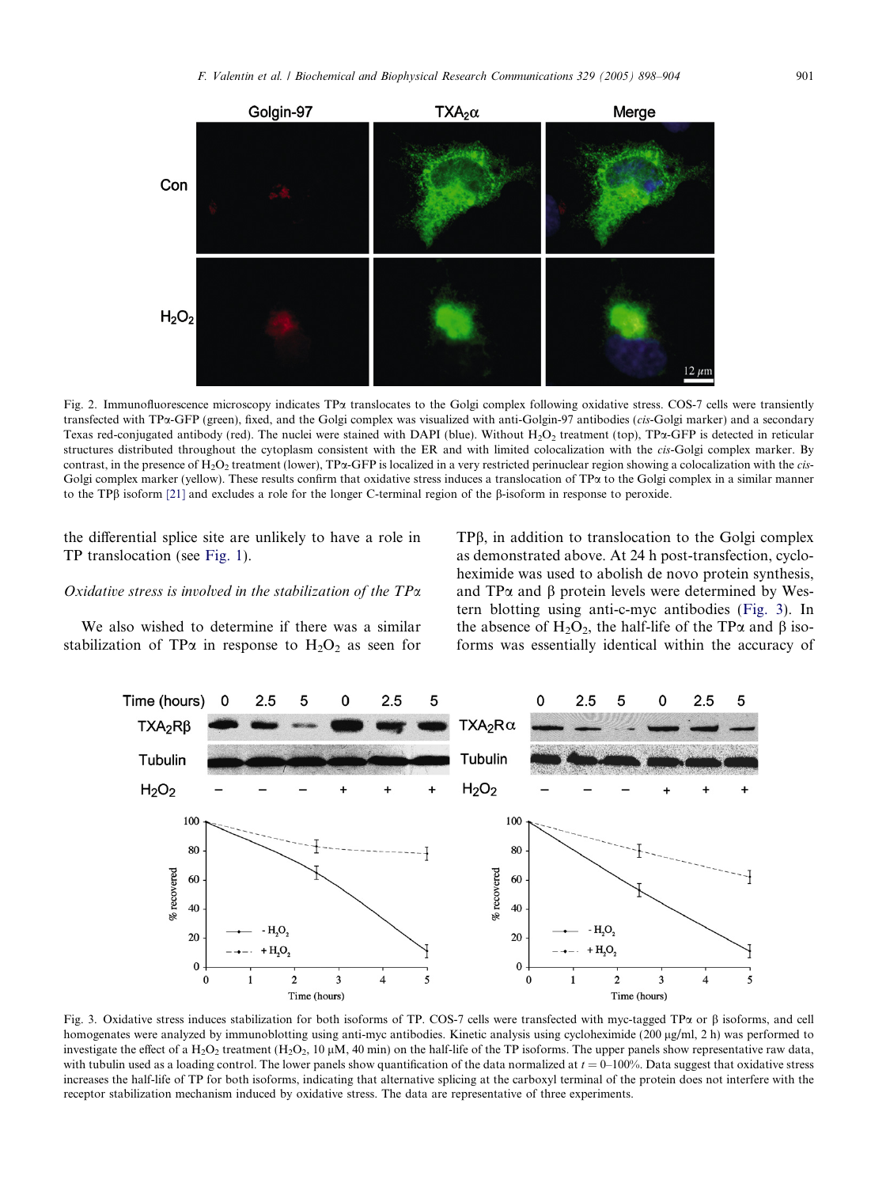Fig. 2. Immunofluorescence microscopy indicates TPα translocates to the Golgi complex following oxidative stress. COS-7 cells were transiently transfected with TPα-GFP (green), fixed, and the Golgi complex was visualized with anti-Golgin-97 antibodies (*cis*-Golgi marker) and a secondary Texas red-conjugated antibody (red). The nuclei were stained with DAPI (blue). Without $H_2O_2$ treatment (top), TPα-GFP is detected in reticular structures distributed throughout the cytoplasm consistent with the ER and with limited colocalization with the *cis*-Golgi complex marker. By contrast, in the presence of $H_2O_2$ treatment (lower), TPα-GFP is localized in a very restricted perinuclear region showing a colocalization with the *cis*-Golgi complex marker (yellow). These results confirm that oxidative stress induces a translocation of TPα to the Golgi complex in a similar manner to the TPβ isoform [21] and excludes a role for the longer C-terminal region of the β-isoform in response to peroxide.

the differential splice site are unlikely to have a role in TP translocation (see Fig. 1).

*Oxidative stress is involved in the stabilization of the TPα*

We also wished to determine if there was a similar stabilization of TPα in response to $H_2O_2$ as seen for TPβ, in addition to translocation to the Golgi complex as demonstrated above. At 24 h post-transfection, cycloheximide was used to abolish de novo protein synthesis, and TPα and β protein levels were determined by Western blotting using anti-c-myc antibodies (Fig. 3). In the absence of $H_2O_2$, the half-life of the TPα and β isoforms was essentially identical within the accuracy of

Fig. 3. Oxidative stress induces stabilization for both isoforms of TP. COS-7 cells were transfected with myc-tagged TPα or β isoforms, and cell homogenates were analyzed by immunoblotting using anti-myc antibodies. Kinetic analysis using cycloheximide (200 μg/ml, 2 h) was performed to investigate the effect of a $H_2O_2$ treatment ($H_2O_2$, 10 μM, 40 min) on the half-life of the TP isoforms. The upper panels show representative raw data, with tubulin used as a loading control. The lower panels show quantification of the data normalized at $t = 0$–100%. Data suggest that oxidative stress increases the half-life of TP for both isoforms, indicating that alternative splicing at the carboxyl terminal of the protein does not interfere with the receptor stabilization mechanism induced by oxidative stress. The data are representative of three experiments.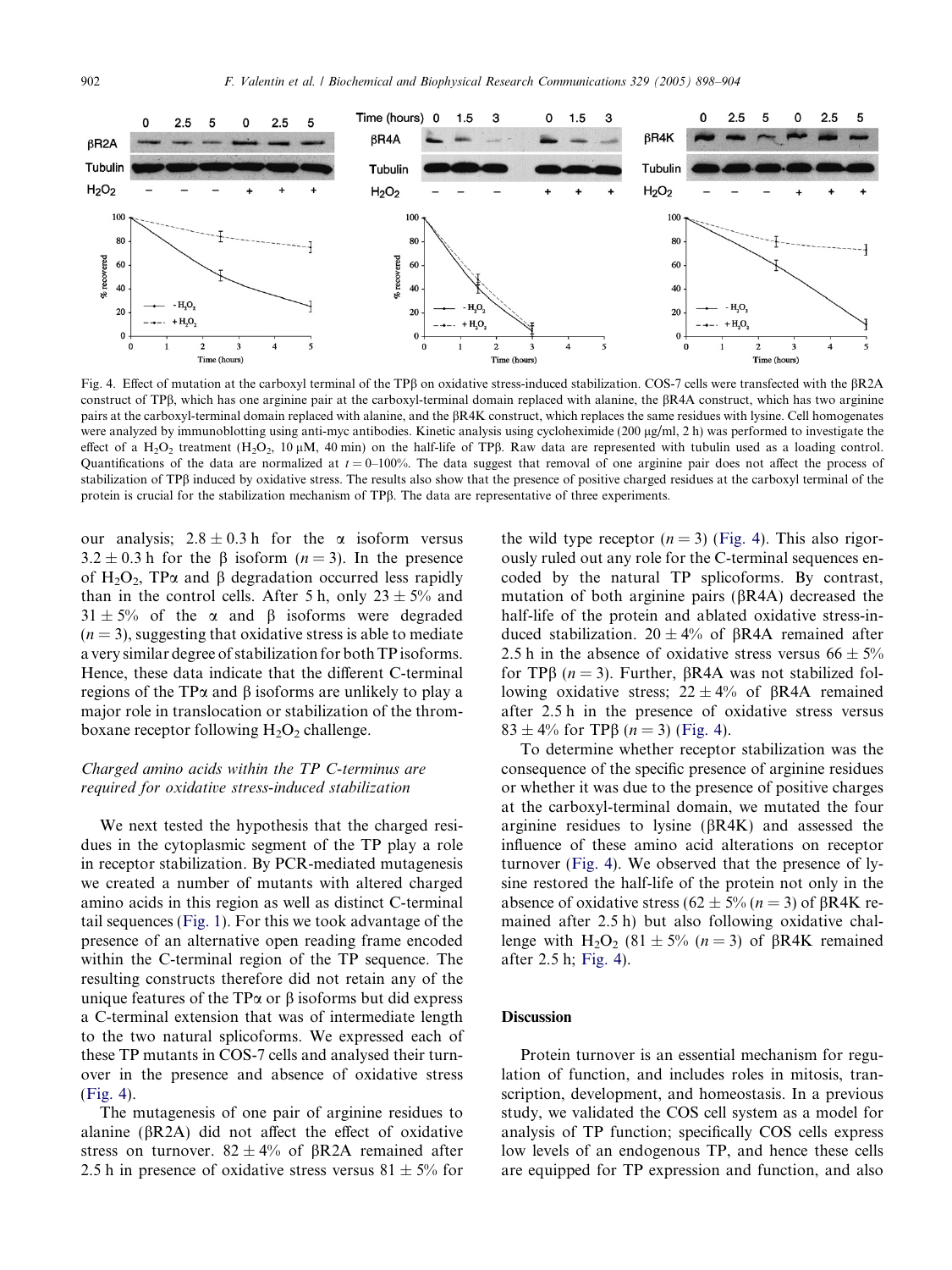Fig. 4. Effect of mutation at the carboxyl terminal of the TPβ on oxidative stress-induced stabilization. COS-7 cells were transfected with the βR2A construct of TPβ, which has one arginine pair at the carboxyl-terminal domain replaced with alanine, the βR4A construct, which has two arginine pairs at the carboxyl-terminal domain replaced with alanine, and the βR4K construct, which replaces the same residues with lysine. Cell homogenates were analyzed by immunoblotting using anti-myc antibodies. Kinetic analysis using cycloheximide (200 μg/ml, 2 h) was performed to investigate the effect of a $H_2O_2$ treatment ($H_2O_2$, 10 μM, 40 min) on the half-life of TPβ. Raw data are represented with tubulin used as a loading control. Quantifications of the data are normalized at $t = 0$–100%. The data suggest that removal of one arginine pair does not affect the process of stabilization of TPβ induced by oxidative stress. The results also show that the presence of positive charged residues at the carboxyl terminal of the protein is crucial for the stabilization mechanism of TPβ. The data are representative of three experiments.

our analysis; $2.8 \pm 0.3$ h for the α isoform versus $3.2 \pm 0.3$ h for the β isoform ($n = 3$). In the presence of $H_2O_2$, TPα and β degradation occurred less rapidly than in the control cells. After 5 h, only $23 \pm 5\%$ and $31 \pm 5\%$ of the α and β isoforms were degraded ($n = 3$), suggesting that oxidative stress is able to mediate a very similar degree of stabilization for both TP isoforms. Hence, these data indicate that the different C-terminal regions of the TPα and β isoforms are unlikely to play a major role in translocation or stabilization of the thromboxane receptor following $H_2O_2$ challenge.

### *Charged amino acids within the TP C-terminus are required for oxidative stress-induced stabilization*

We next tested the hypothesis that the charged residues in the cytoplasmic segment of the TP play a role in receptor stabilization. By PCR-mediated mutagenesis we created a number of mutants with altered charged amino acids in this region as well as distinct C-terminal tail sequences (Fig. 1). For this we took advantage of the presence of an alternative open reading frame encoded within the C-terminal region of the TP sequence. The resulting constructs therefore did not retain any of the unique features of the TPα or β isoforms but did express a C-terminal extension that was of intermediate length to the two natural splicoforms. We expressed each of these TP mutants in COS-7 cells and analysed their turnover in the presence and absence of oxidative stress (Fig. 4).

The mutagenesis of one pair of arginine residues to alanine (βR2A) did not affect the effect of oxidative stress on turnover. $82 \pm 4\%$ of βR2A remained after 2.5 h in presence of oxidative stress versus $81 \pm 5\%$ for the wild type receptor ($n = 3$) (Fig. 4). This also rigorously ruled out any role for the C-terminal sequences encoded by the natural TP splicoforms. By contrast, mutation of both arginine pairs (βR4A) decreased the half-life of the protein and ablated oxidative stress-induced stabilization. $20 \pm 4\%$ of βR4A remained after 2.5 h in the absence of oxidative stress versus $66 \pm 5\%$ for TPβ ($n = 3$). Further, βR4A was not stabilized following oxidative stress; $22 \pm 4\%$ of βR4A remained after 2.5 h in the presence of oxidative stress versus $83 \pm 4\%$ for TPβ ($n = 3$) (Fig. 4).

To determine whether receptor stabilization was the consequence of the specific presence of arginine residues or whether it was due to the presence of positive charges at the carboxyl-terminal domain, we mutated the four arginine residues to lysine (βR4K) and assessed the influence of these amino acid alterations on receptor turnover (Fig. 4). We observed that the presence of lysine restored the half-life of the protein not only in the absence of oxidative stress ($62 \pm 5\%$ ($n = 3$) of βR4K remained after 2.5 h) but also following oxidative challenge with $H_2O_2$ ($81 \pm 5\%$ ($n = 3$) of βR4K remained after 2.5 h; Fig. 4).

## Discussion

Protein turnover is an essential mechanism for regulation of function, and includes roles in mitosis, transcription, development, and homeostasis. In a previous study, we validated the COS cell system as a model for analysis of TP function; specifically COS cells express low levels of an endogenous TP, and hence these cells are equipped for TP expression and function, and also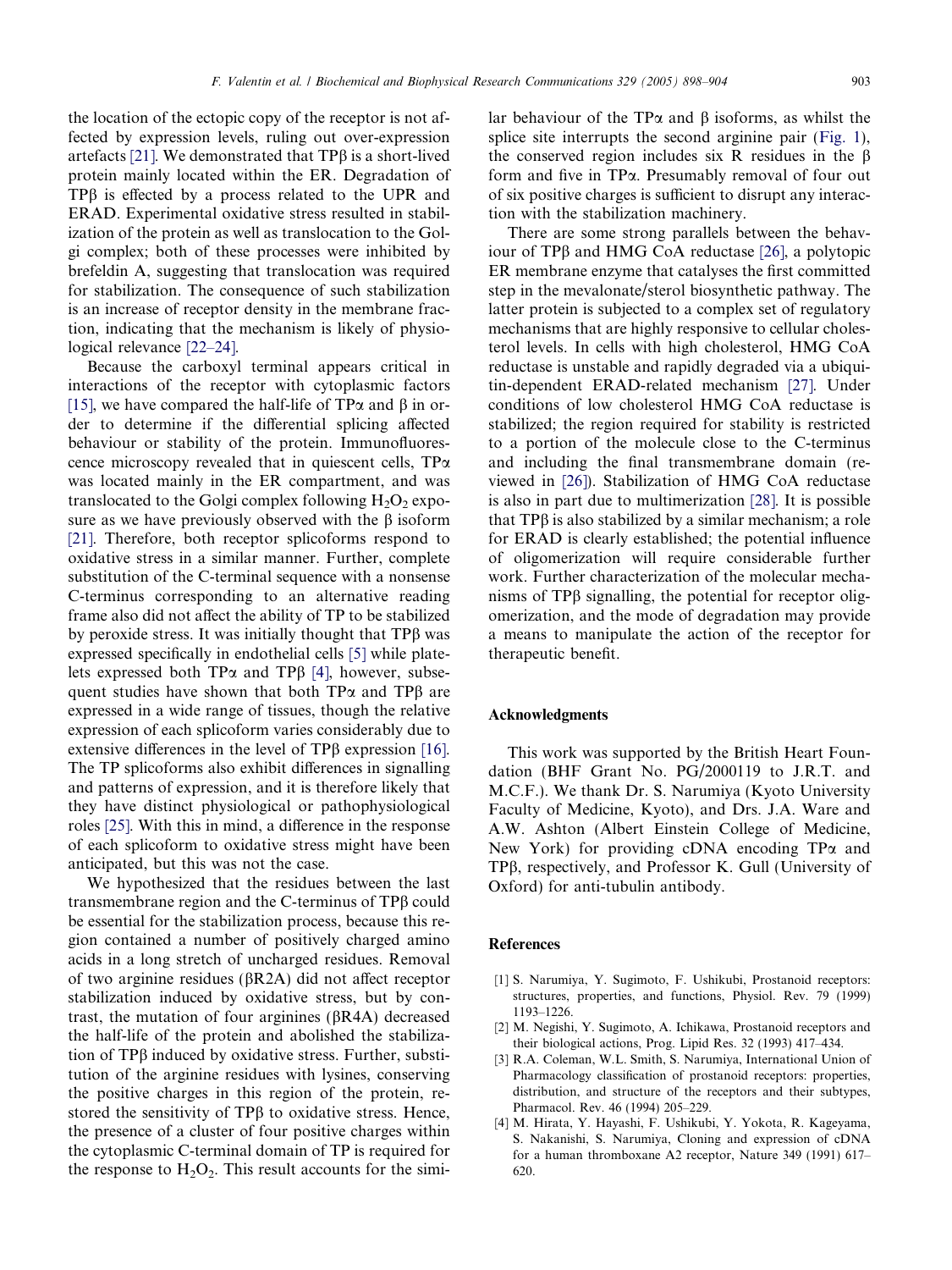the location of the ectopic copy of the receptor is not affected by expression levels, ruling out over-expression artefacts [21]. We demonstrated that TPβ is a short-lived protein mainly located within the ER. Degradation of TPβ is effected by a process related to the UPR and ERAD. Experimental oxidative stress resulted in stabilization of the protein as well as translocation to the Golgi complex; both of these processes were inhibited by brefeldin A, suggesting that translocation was required for stabilization. The consequence of such stabilization is an increase of receptor density in the membrane fraction, indicating that the mechanism is likely of physiological relevance [22–24].

Because the carboxyl terminal appears critical in interactions of the receptor with cytoplasmic factors [15], we have compared the half-life of TPα and β in order to determine if the differential splicing affected behaviour or stability of the protein. Immunofluorescence microscopy revealed that in quiescent cells, TPα was located mainly in the ER compartment, and was translocated to the Golgi complex following $H_2O_2$ exposure as we have previously observed with the β isoform [21]. Therefore, both receptor splicoforms respond to oxidative stress in a similar manner. Further, complete substitution of the C-terminal sequence with a nonsense C-terminus corresponding to an alternative reading frame also did not affect the ability of TP to be stabilized by peroxide stress. It was initially thought that TPβ was expressed specifically in endothelial cells [5] while platelets expressed both TPα and TPβ [4], however, subsequent studies have shown that both TPα and TPβ are expressed in a wide range of tissues, though the relative expression of each splicoform varies considerably due to extensive differences in the level of TPβ expression [16]. The TP splicoforms also exhibit differences in signalling and patterns of expression, and it is therefore likely that they have distinct physiological or pathophysiological roles [25]. With this in mind, a difference in the response of each splicoform to oxidative stress might have been anticipated, but this was not the case.

We hypothesized that the residues between the last transmembrane region and the C-terminus of TPβ could be essential for the stabilization process, because this region contained a number of positively charged amino acids in a long stretch of uncharged residues. Removal of two arginine residues (βR2A) did not affect receptor stabilization induced by oxidative stress, but by contrast, the mutation of four arginines (βR4A) decreased the half-life of the protein and abolished the stabilization of TPβ induced by oxidative stress. Further, substitution of the arginine residues with lysines, conserving the positive charges in this region of the protein, restored the sensitivity of TPβ to oxidative stress. Hence, the presence of a cluster of four positive charges within the cytoplasmic C-terminal domain of TP is required for the response to $H_2O_2$. This result accounts for the similar behaviour of the TPα and β isoforms, as whilst the splice site interrupts the second arginine pair (Fig. 1), the conserved region includes six R residues in the β form and five in TPα. Presumably removal of four out of six positive charges is sufficient to disrupt any interaction with the stabilization machinery.

There are some strong parallels between the behaviour of TPβ and HMG CoA reductase [26], a polytopic ER membrane enzyme that catalyses the first committed step in the mevalonate/sterol biosynthetic pathway. The latter protein is subjected to a complex set of regulatory mechanisms that are highly responsive to cellular cholesterol levels. In cells with high cholesterol, HMG CoA reductase is unstable and rapidly degraded via a ubiquitin-dependent ERAD-related mechanism [27]. Under conditions of low cholesterol HMG CoA reductase is stabilized; the region required for stability is restricted to a portion of the molecule close to the C-terminus and including the final transmembrane domain (reviewed in [26]). Stabilization of HMG CoA reductase is also in part due to multimerization [28]. It is possible that TPβ is also stabilized by a similar mechanism; a role for ERAD is clearly established; the potential influence of oligomerization will require considerable further work. Further characterization of the molecular mechanisms of TPβ signalling, the potential for receptor oligomerization, and the mode of degradation may provide a means to manipulate the action of the receptor for therapeutic benefit.

## Acknowledgments

This work was supported by the British Heart Foundation (BHF Grant No. PG/2000119 to J.R.T. and M.C.F.). We thank Dr. S. Narumiya (Kyoto University Faculty of Medicine, Kyoto), and Drs. J.A. Ware and A.W. Ashton (Albert Einstein College of Medicine, New York) for providing cDNA encoding TPα and TPβ, respectively, and Professor K. Gull (University of Oxford) for anti-tubulin antibody.

## References

[1] S. Narumiya, Y. Sugimoto, F. Ushikubi, Prostanoid receptors: structures, properties, and functions, Physiol. Rev. 79 (1999) 1193–1226.

[2] M. Negishi, Y. Sugimoto, A. Ichikawa, Prostanoid receptors and their biological actions, Prog. Lipid Res. 32 (1993) 417–434.

[3] R.A. Coleman, W.L. Smith, S. Narumiya, International Union of Pharmacology classification of prostanoid receptors: properties, distribution, and structure of the receptors and their subtypes, Pharmacol. Rev. 46 (1994) 205–229.

[4] M. Hirata, Y. Hayashi, F. Ushikubi, Y. Yokota, R. Kageyama, S. Nakanishi, S. Narumiya, Cloning and expression of cDNA for a human thromboxane A2 receptor, Nature 349 (1991) 617–620.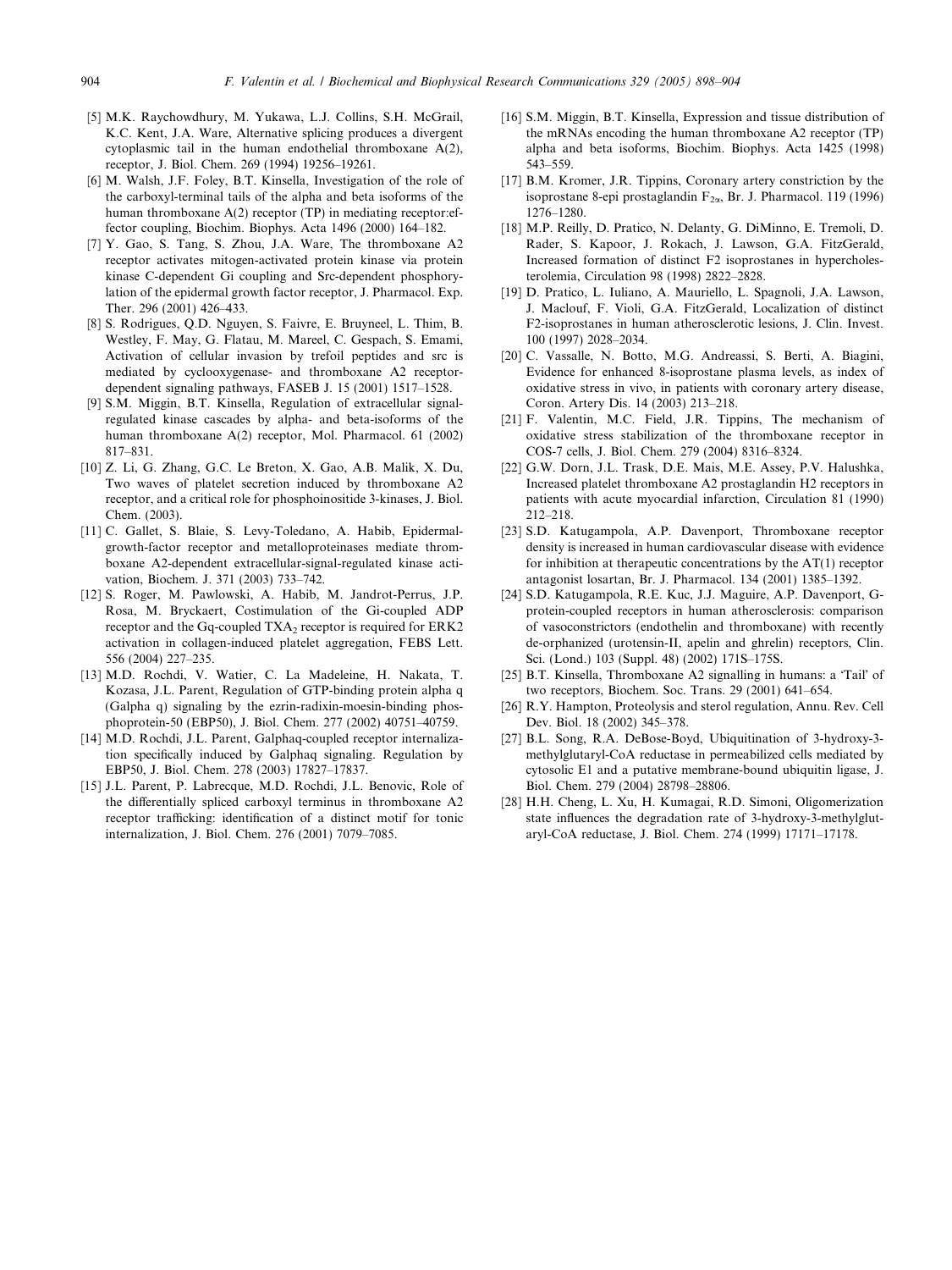[5] M.K. Raychowdhury, M. Yukawa, L.J. Collins, S.H. McGrail, K.C. Kent, J.A. Ware, Alternative splicing produces a divergent cytoplasmic tail in the human endothelial thromboxane A(2), receptor, J. Biol. Chem. 269 (1994) 19256–19261.

[6] M. Walsh, J.F. Foley, B.T. Kinsella, Investigation of the role of the carboxyl-terminal tails of the alpha and beta isoforms of the human thromboxane A(2) receptor (TP) in mediating receptor:effector coupling, Biochim. Biophys. Acta 1496 (2000) 164–182.

[7] Y. Gao, S. Tang, S. Zhou, J.A. Ware, The thromboxane A2 receptor activates mitogen-activated protein kinase via protein kinase C-dependent Gi coupling and Src-dependent phosphorylation of the epidermal growth factor receptor, J. Pharmacol. Exp. Ther. 296 (2001) 426–433.

[8] S. Rodrigues, Q.D. Nguyen, S. Faivre, E. Bruyneel, L. Thim, B. Westley, F. May, G. Flatau, M. Mareel, C. Gespach, S. Emami, Activation of cellular invasion by trefoil peptides and src is mediated by cyclooxygenase- and thromboxane A2 receptor-dependent signaling pathways, FASEB J. 15 (2001) 1517–1528.

[9] S.M. Miggin, B.T. Kinsella, Regulation of extracellular signal-regulated kinase cascades by alpha- and beta-isoforms of the human thromboxane A(2) receptor, Mol. Pharmacol. 61 (2002) 817–831.

[10] Z. Li, G. Zhang, G.C. Le Breton, X. Gao, A.B. Malik, X. Du, Two waves of platelet secretion induced by thromboxane A2 receptor, and a critical role for phosphoinositide 3-kinases, J. Biol. Chem. (2003).

[11] C. Gallet, S. Blaie, S. Levy-Toledano, A. Habib, Epidermal-growth-factor receptor and metalloproteinases mediate thromboxane A2-dependent extracellular-signal-regulated kinase activation, Biochem. J. 371 (2003) 733–742.

[12] S. Roger, M. Pawlowski, A. Habib, M. Jandrot-Perrus, J.P. Rosa, M. Bryckaert, Costimulation of the Gi-coupled ADP receptor and the Gq-coupled $TXA_2$ receptor is required for ERK2 activation in collagen-induced platelet aggregation, FEBS Lett. 556 (2004) 227–235.

[13] M.D. Rochdi, V. Watier, C. La Madeleine, H. Nakata, T. Kozasa, J.L. Parent, Regulation of GTP-binding protein alpha q (Galpha q) signaling by the ezrin-radixin-moesin-binding phosphoprotein-50 (EBP50), J. Biol. Chem. 277 (2002) 40751–40759.

[14] M.D. Rochdi, J.L. Parent, Galphaq-coupled receptor internalization specifically induced by Galphaq signaling. Regulation by EBP50, J. Biol. Chem. 278 (2003) 17827–17837.

[15] J.L. Parent, P. Labrecque, M.D. Rochdi, J.L. Benovic, Role of the differentially spliced carboxyl terminus in thromboxane A2 receptor trafficking: identification of a distinct motif for tonic internalization, J. Biol. Chem. 276 (2001) 7079–7085.

[16] S.M. Miggin, B.T. Kinsella, Expression and tissue distribution of the mRNAs encoding the human thromboxane A2 receptor (TP) alpha and beta isoforms, Biochim. Biophys. Acta 1425 (1998) 543–559.

[17] B.M. Kromer, J.R. Tippins, Coronary artery constriction by the isoprostane 8-epi prostaglandin $F_{2\alpha}$, Br. J. Pharmacol. 119 (1996) 1276–1280.

[18] M.P. Reilly, D. Pratico, N. Delanty, G. DiMinno, E. Tremoli, D. Rader, S. Kapoor, J. Rokach, J. Lawson, G.A. FitzGerald, Increased formation of distinct F2 isoprostanes in hypercholesterolemia, Circulation 98 (1998) 2822–2828.

[19] D. Pratico, L. Iuliano, A. Mauriello, L. Spagnoli, J.A. Lawson, J. Maclouf, F. Violi, G.A. FitzGerald, Localization of distinct F2-isoprostanes in human atherosclerotic lesions, J. Clin. Invest. 100 (1997) 2028–2034.

[20] C. Vassalle, N. Botto, M.G. Andreassi, S. Berti, A. Biagini, Evidence for enhanced 8-isoprostane plasma levels, as index of oxidative stress in vivo, in patients with coronary artery disease, Coron. Artery Dis. 14 (2003) 213–218.

[21] F. Valentin, M.C. Field, J.R. Tippins, The mechanism of oxidative stress stabilization of the thromboxane receptor in COS-7 cells, J. Biol. Chem. 279 (2004) 8316–8324.

[22] G.W. Dorn, J.L. Trask, D.E. Mais, M.E. Assey, P.V. Halushka, Increased platelet thromboxane A2 prostaglandin H2 receptors in patients with acute myocardial infarction, Circulation 81 (1990) 212–218.

[23] S.D. Katugampola, A.P. Davenport, Thromboxane receptor density is increased in human cardiovascular disease with evidence for inhibition at therapeutic concentrations by the AT(1) receptor antagonist losartan, Br. J. Pharmacol. 134 (2001) 1385–1392.

[24] S.D. Katugampola, R.E. Kuc, J.J. Maguire, A.P. Davenport, G-protein-coupled receptors in human atherosclerosis: comparison of vasoconstrictors (endothelin and thromboxane) with recently de-orphanized (urotensin-II, apelin and ghrelin) receptors, Clin. Sci. (Lond.) 103 (Suppl. 48) (2002) 171S–175S.

[25] B.T. Kinsella, Thromboxane A2 signalling in humans: a 'Tail' of two receptors, Biochem. Soc. Trans. 29 (2001) 641–654.

[26] R.Y. Hampton, Proteolysis and sterol regulation, Annu. Rev. Cell Dev. Biol. 18 (2002) 345–378.

[27] B.L. Song, R.A. DeBose-Boyd, Ubiquitination of 3-hydroxy-3-methylglutaryl-CoA reductase in permeabilized cells mediated by cytosolic E1 and a putative membrane-bound ubiquitin ligase, J. Biol. Chem. 279 (2004) 28798–28806.

[28] H.H. Cheng, L. Xu, H. Kumagai, R.D. Simoni, Oligomerization state influences the degradation rate of 3-hydroxy-3-methylglutaryl-CoA reductase, J. Biol. Chem. 274 (1999) 17171–17178.